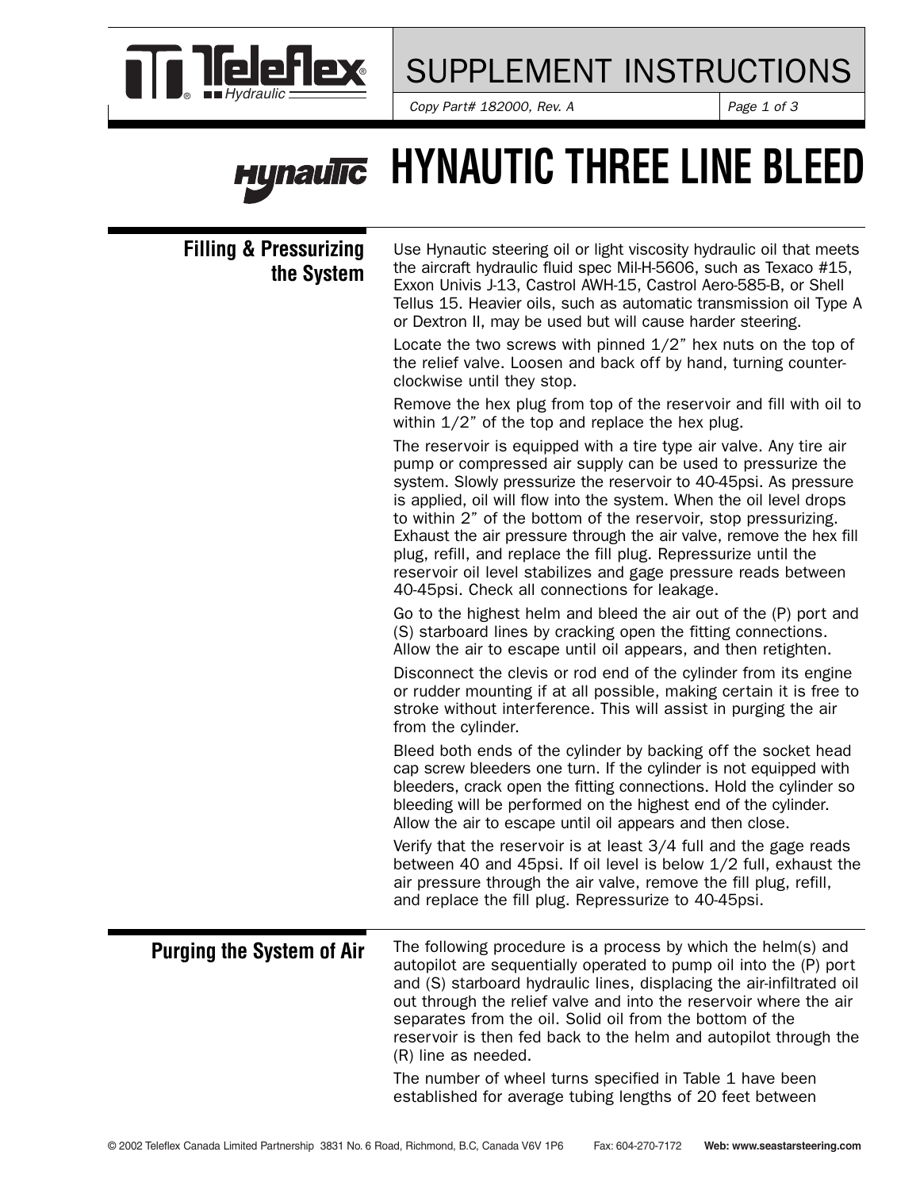# SUPPLEMENT INSTRUCTIONS

*Copy Part# 182000, Rev. A*

# HYNAUTIC THREE LINE BLEED

## Filling & Pressurizing the System

Use Hynautic steering oil or light viscosity hydraulic oil that meets the aircraft hydraulic fluid spec Mil-H-5606, such as Texaco #15, Exxon Univis J-13, Castrol AWH-15, Castrol Aero-585-B, or Shell Tellus 15. Heavier oils, such as automatic transmission oil Type A or Dextron II, may be used but will cause harder steering.

Locate the two screws with pinned 1/2" hex nuts on the top of the relief valve. Loosen and back off by hand, turning counter-clockwise until they stop.

Remove the hex plug from top of the reservoir and fill with oil to within 1/2" of the top and replace the hex plug.

The reservoir is equipped with a tire type air valve. Any tire air pump or compressed air supply can be used to pressurize the system. Slowly pressurize the reservoir to 40-45psi. As pressure is applied, oil will flow into the system. When the oil level drops to within 2" of the bottom of the reservoir, stop pressurizing. Exhaust the air pressure through the air valve, remove the hex fill plug, refill, and replace the fill plug. Repressurize until the reservoir oil level stabilizes and gage pressure reads between 40-45psi. Check all connections for leakage.

Go to the highest helm and bleed the air out of the (P) port and (S) starboard lines by cracking open the fitting connections. Allow the air to escape until oil appears, and then retighten.

Disconnect the clevis or rod end of the cylinder from its engine or rudder mounting if at all possible, making certain it is free to stroke without interference. This will assist in purging the air from the cylinder.

Bleed both ends of the cylinder by backing off the socket head cap screw bleeders one turn. If the cylinder is not equipped with bleeders, crack open the fitting connections. Hold the cylinder so bleeding will be performed on the highest end of the cylinder. Allow the air to escape until oil appears and then close.

Verify that the reservoir is at least 3/4 full and the gage reads between 40 and 45psi. If oil level is below 1/2 full, exhaust the air pressure through the air valve, remove the fill plug, refill, and replace the fill plug. Repressurize to 40-45psi.

## Purging the System of Air

The following procedure is a process by which the helm(s) and autopilot are sequentially operated to pump oil into the (P) port and (S) starboard hydraulic lines, displacing the air-infiltrated oil out through the relief valve and into the reservoir where the air separates from the oil. Solid oil from the bottom of the reservoir is then fed back to the helm and autopilot through the (R) line as needed.

The number of wheel turns specified in Table 1 have been established for average tubing lengths of 20 feet between

© 2002 Teleflex Canada Limited Partnership 3831 No. 6 Road, Richmond, B.C, Canada V6V 1P6 Fax: 604-270-7172 Web: www.seastarsteering.com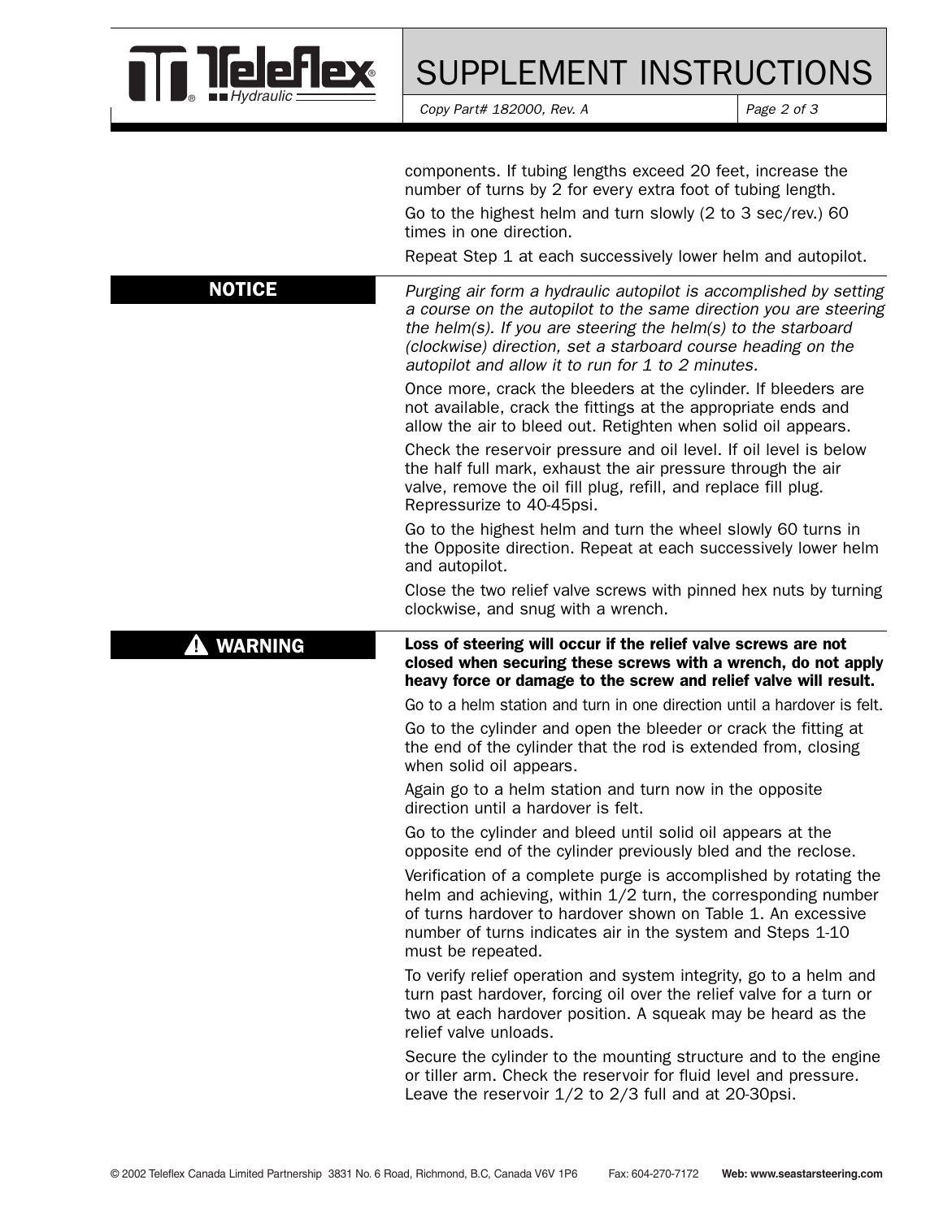components. If tubing lengths exceed 20 feet, increase the number of turns by 2 for every extra foot of tubing length.

Go to the highest helm and turn slowly (2 to 3 sec/rev.) 60 times in one direction.

Repeat Step 1 at each successively lower helm and autopilot.

**NOTICE**

*Purging air form a hydraulic autopilot is accomplished by setting a course on the autopilot to the same direction you are steering the helm(s). If you are steering the helm(s) to the starboard (clockwise) direction, set a starboard course heading on the autopilot and allow it to run for 1 to 2 minutes.*

Once more, crack the bleeders at the cylinder. If bleeders are not available, crack the fittings at the appropriate ends and allow the air to bleed out. Retighten when solid oil appears.

Check the reservoir pressure and oil level. If oil level is below the half full mark, exhaust the air pressure through the air valve, remove the oil fill plug, refill, and replace fill plug. Repressurize to 40-45psi.

Go to the highest helm and turn the wheel slowly 60 turns in the Opposite direction. Repeat at each successively lower helm and autopilot.

Close the two relief valve screws with pinned hex nuts by turning clockwise, and snug with a wrench.

**⚠ WARNING**

**Loss of steering will occur if the relief valve screws are not closed when securing these screws with a wrench, do not apply heavy force or damage to the screw and relief valve will result.**

Go to a helm station and turn in one direction until a hardover is felt.

Go to the cylinder and open the bleeder or crack the fitting at the end of the cylinder that the rod is extended from, closing when solid oil appears.

Again go to a helm station and turn now in the opposite direction until a hardover is felt.

Go to the cylinder and bleed until solid oil appears at the opposite end of the cylinder previously bled and the reclose.

Verification of a complete purge is accomplished by rotating the helm and achieving, within 1/2 turn, the corresponding number of turns hardover to hardover shown on Table 1. An excessive number of turns indicates air in the system and Steps 1-10 must be repeated.

To verify relief operation and system integrity, go to a helm and turn past hardover, forcing oil over the relief valve for a turn or two at each hardover position. A squeak may be heard as the relief valve unloads.

Secure the cylinder to the mounting structure and to the engine or tiller arm. Check the reservoir for fluid level and pressure. Leave the reservoir 1/2 to 2/3 full and at 20-30psi.

© 2002 Teleflex Canada Limited Partnership 3831 No. 6 Road, Richmond, B.C, Canada V6V 1P6 Fax: 604-270-7172 **Web: www.seastarsteering.com**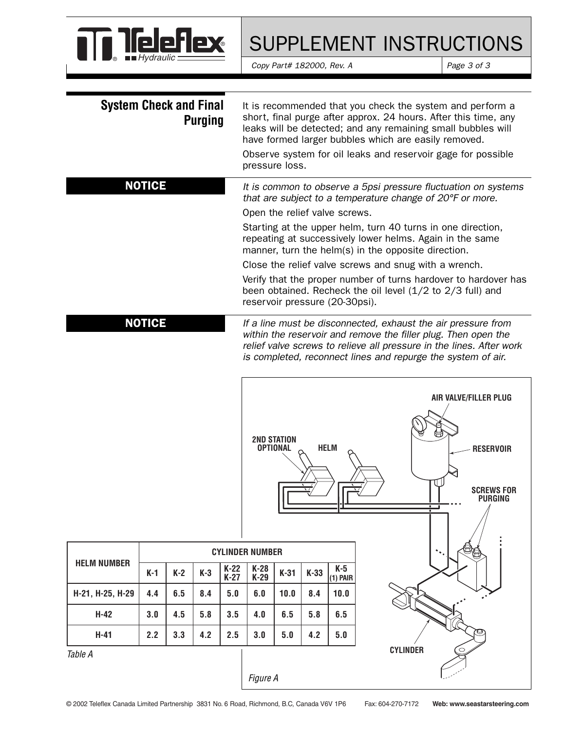# SUPPLEMENT INSTRUCTIONS

## System Check and Final Purging

It is recommended that you check the system and perform a short, final purge after approx. 24 hours. After this time, any leaks will be detected; and any remaining small bubbles will have formed larger bubbles which are easily removed.

Observe system for oil leaks and reservoir gage for possible pressure loss.

**NOTICE**

*It is common to observe a 5psi pressure fluctuation on systems that are subject to a temperature change of 20°F or more.*

Open the relief valve screws.

Starting at the upper helm, turn 40 turns in one direction, repeating at successively lower helms. Again in the same manner, turn the helm(s) in the opposite direction.

Close the relief valve screws and snug with a wrench.

Verify that the proper number of turns hardover to hardover has been obtained. Recheck the oil level (1/2 to 2/3 full) and reservoir pressure (20-30psi).

**NOTICE**

*If a line must be disconnected, exhaust the air pressure from within the reservoir and remove the filler plug. Then open the relief valve screws to relieve all pressure in the lines. After work is completed, reconnect lines and repurge the system of air.*

AIR VALVE/FILLER PLUG

2ND STATION OPTIONAL

HELM

RESERVOIR

SCREWS FOR PURGING

CYLINDER

Figure A

| HELM NUMBER | CYLINDER NUMBER | | | | | | | |
|---|---|---|---|---|---|---|---|---|
| | K-1 | K-2 | K-3 | K-22 K-27 | K-28 K-29 | K-31 | K-33 | K-5 (1) PAIR |
| H-21, H-25, H-29 | 4.4 | 6.5 | 8.4 | 5.0 | 6.0 | 10.0 | 8.4 | 10.0 |
| H-42 | 3.0 | 4.5 | 5.8 | 3.5 | 4.0 | 6.5 | 5.8 | 6.5 |
| H-41 | 2.2 | 3.3 | 4.2 | 2.5 | 3.0 | 5.0 | 4.2 | 5.0 |

Table A

© 2002 Teleflex Canada Limited Partnership 3831 No. 6 Road, Richmond, B.C, Canada V6V 1P6 Fax: 604-270-7172 **Web: www.seastarsteering.com**